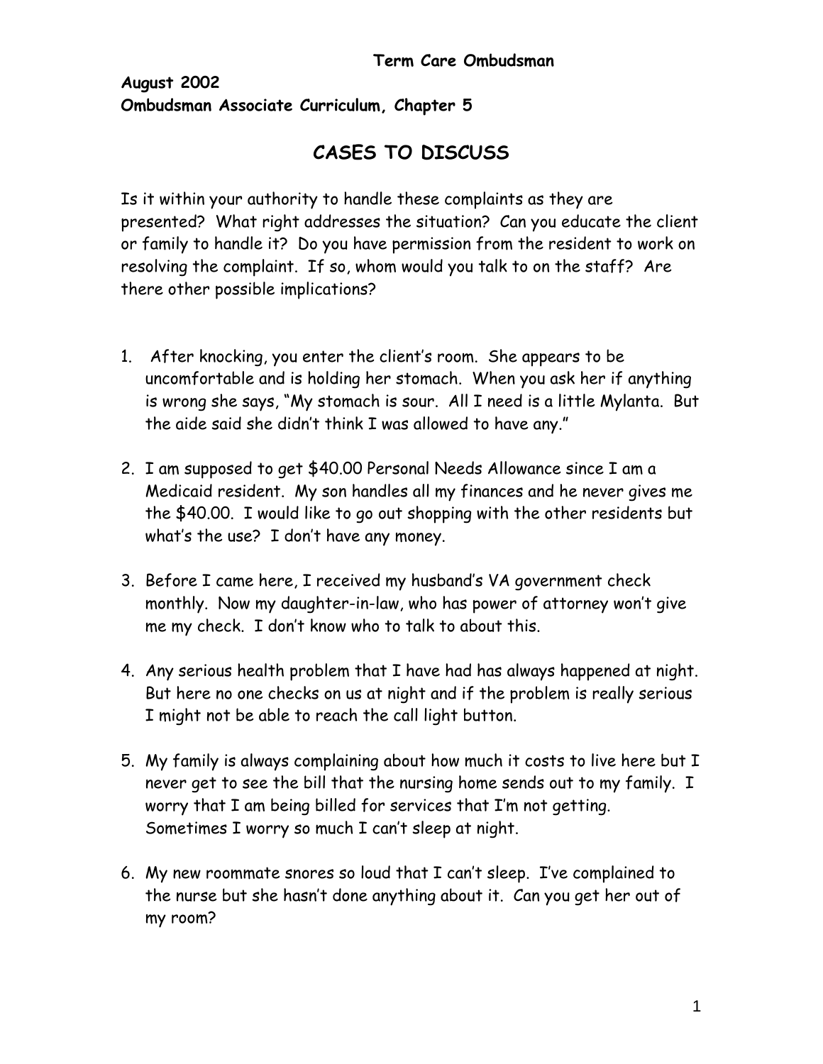**Term Care Ombudsman**

**August 2002**
**Ombudsman Associate Curriculum, Chapter 5**

# CASES TO DISCUSS

Is it within your authority to handle these complaints as they are presented? What right addresses the situation? Can you educate the client or family to handle it? Do you have permission from the resident to work on resolving the complaint. If so, whom would you talk to on the staff? Are there other possible implications?

1. After knocking, you enter the client's room. She appears to be uncomfortable and is holding her stomach. When you ask her if anything is wrong she says, "My stomach is sour. All I need is a little Mylanta. But the aide said she didn't think I was allowed to have any."

2. I am supposed to get $40.00 Personal Needs Allowance since I am a Medicaid resident. My son handles all my finances and he never gives me the $40.00. I would like to go out shopping with the other residents but what's the use? I don't have any money.

3. Before I came here, I received my husband's VA government check monthly. Now my daughter-in-law, who has power of attorney won't give me my check. I don't know who to talk to about this.

4. Any serious health problem that I have had has always happened at night. But here no one checks on us at night and if the problem is really serious I might not be able to reach the call light button.

5. My family is always complaining about how much it costs to live here but I never get to see the bill that the nursing home sends out to my family. I worry that I am being billed for services that I'm not getting. Sometimes I worry so much I can't sleep at night.

6. My new roommate snores so loud that I can't sleep. I've complained to the nurse but she hasn't done anything about it. Can you get her out of my room?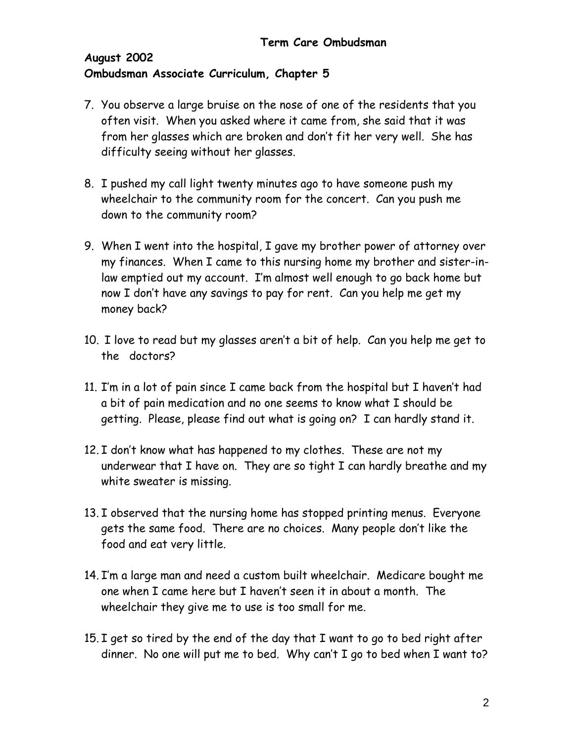7. You observe a large bruise on the nose of one of the residents that you often visit. When you asked where it came from, she said that it was from her glasses which are broken and don't fit her very well. She has difficulty seeing without her glasses.

8. I pushed my call light twenty minutes ago to have someone push my wheelchair to the community room for the concert. Can you push me down to the community room?

9. When I went into the hospital, I gave my brother power of attorney over my finances. When I came to this nursing home my brother and sister-in-law emptied out my account. I'm almost well enough to go back home but now I don't have any savings to pay for rent. Can you help me get my money back?

10. I love to read but my glasses aren't a bit of help. Can you help me get to the doctors?

11. I'm in a lot of pain since I came back from the hospital but I haven't had a bit of pain medication and no one seems to know what I should be getting. Please, please find out what is going on? I can hardly stand it.

12. I don't know what has happened to my clothes. These are not my underwear that I have on. They are so tight I can hardly breathe and my white sweater is missing.

13. I observed that the nursing home has stopped printing menus. Everyone gets the same food. There are no choices. Many people don't like the food and eat very little.

14. I'm a large man and need a custom built wheelchair. Medicare bought me one when I came here but I haven't seen it in about a month. The wheelchair they give me to use is too small for me.

15. I get so tired by the end of the day that I want to go to bed right after dinner. No one will put me to bed. Why can't I go to bed when I want to?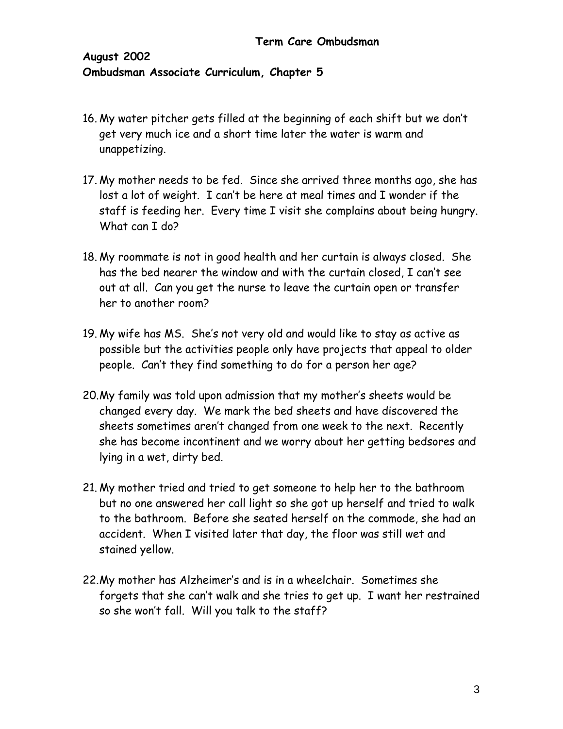16. My water pitcher gets filled at the beginning of each shift but we don't get very much ice and a short time later the water is warm and unappetizing.

17. My mother needs to be fed. Since she arrived three months ago, she has lost a lot of weight. I can't be here at meal times and I wonder if the staff is feeding her. Every time I visit she complains about being hungry. What can I do?

18. My roommate is not in good health and her curtain is always closed. She has the bed nearer the window and with the curtain closed, I can't see out at all. Can you get the nurse to leave the curtain open or transfer her to another room?

19. My wife has MS. She's not very old and would like to stay as active as possible but the activities people only have projects that appeal to older people. Can't they find something to do for a person her age?

20. My family was told upon admission that my mother's sheets would be changed every day. We mark the bed sheets and have discovered the sheets sometimes aren't changed from one week to the next. Recently she has become incontinent and we worry about her getting bedsores and lying in a wet, dirty bed.

21. My mother tried and tried to get someone to help her to the bathroom but no one answered her call light so she got up herself and tried to walk to the bathroom. Before she seated herself on the commode, she had an accident. When I visited later that day, the floor was still wet and stained yellow.

22. My mother has Alzheimer's and is in a wheelchair. Sometimes she forgets that she can't walk and she tries to get up. I want her restrained so she won't fall. Will you talk to the staff?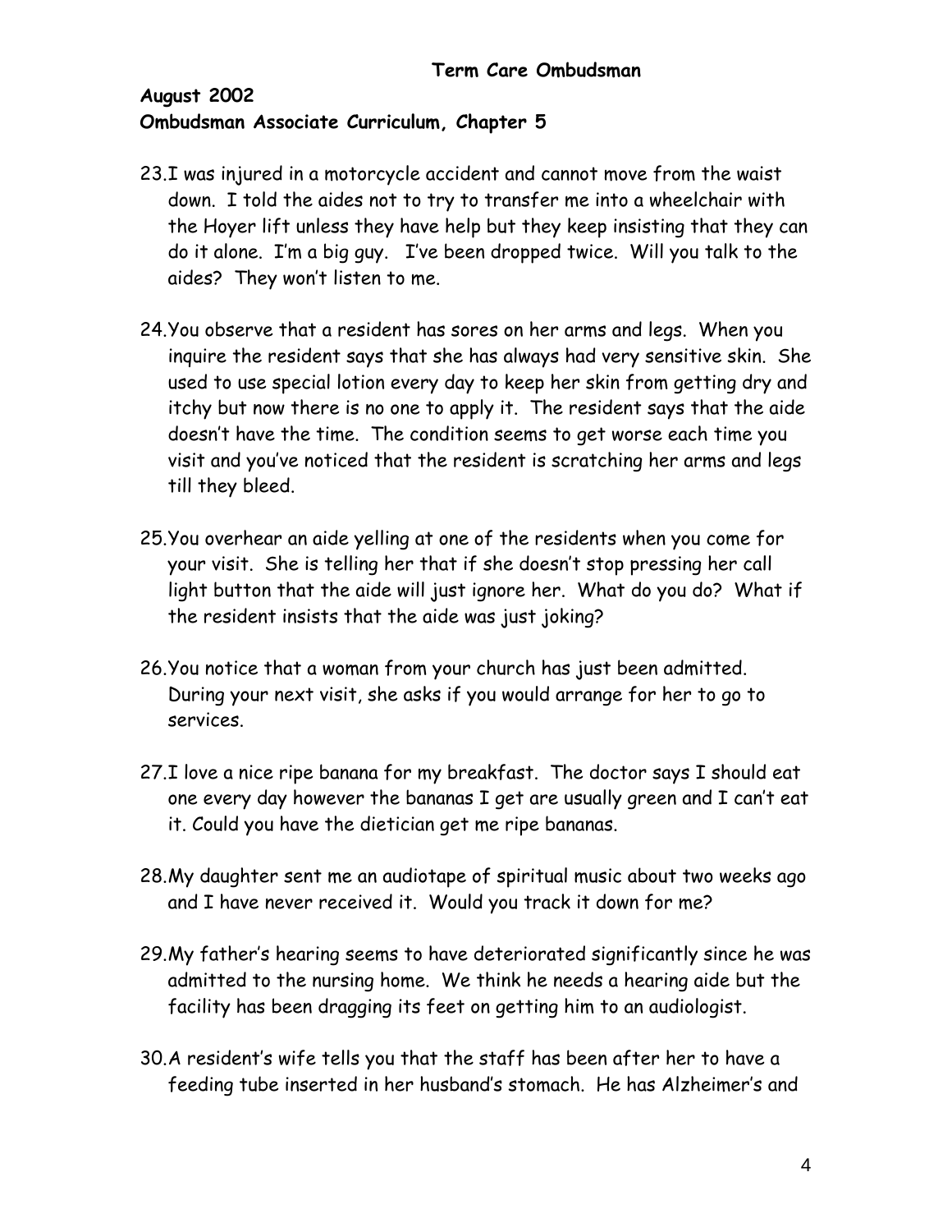23. I was injured in a motorcycle accident and cannot move from the waist down. I told the aides not to try to transfer me into a wheelchair with the Hoyer lift unless they have help but they keep insisting that they can do it alone. I'm a big guy. I've been dropped twice. Will you talk to the aides? They won't listen to me.

24. You observe that a resident has sores on her arms and legs. When you inquire the resident says that she has always had very sensitive skin. She used to use special lotion every day to keep her skin from getting dry and itchy but now there is no one to apply it. The resident says that the aide doesn't have the time. The condition seems to get worse each time you visit and you've noticed that the resident is scratching her arms and legs till they bleed.

25. You overhear an aide yelling at one of the residents when you come for your visit. She is telling her that if she doesn't stop pressing her call light button that the aide will just ignore her. What do you do? What if the resident insists that the aide was just joking?

26. You notice that a woman from your church has just been admitted. During your next visit, she asks if you would arrange for her to go to services.

27. I love a nice ripe banana for my breakfast. The doctor says I should eat one every day however the bananas I get are usually green and I can't eat it. Could you have the dietician get me ripe bananas.

28. My daughter sent me an audiotape of spiritual music about two weeks ago and I have never received it. Would you track it down for me?

29. My father's hearing seems to have deteriorated significantly since he was admitted to the nursing home. We think he needs a hearing aide but the facility has been dragging its feet on getting him to an audiologist.

30. A resident's wife tells you that the staff has been after her to have a feeding tube inserted in her husband's stomach. He has Alzheimer's and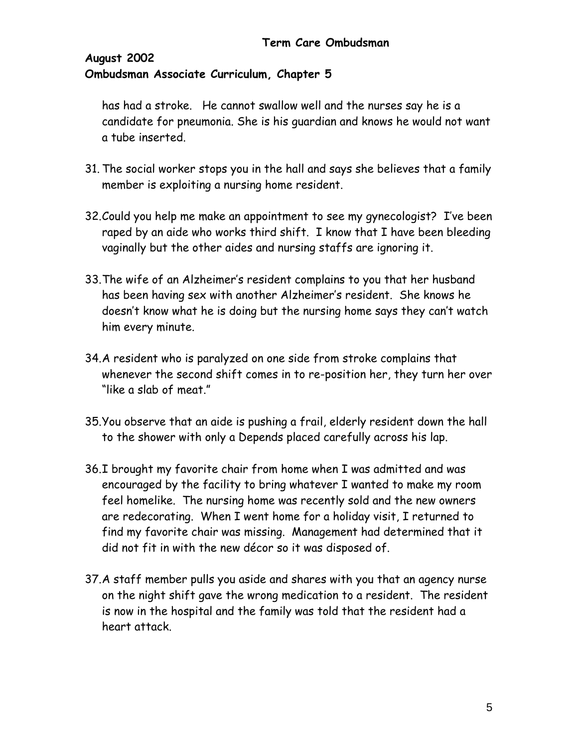has had a stroke. He cannot swallow well and the nurses say he is a candidate for pneumonia. She is his guardian and knows he would not want a tube inserted.

31. The social worker stops you in the hall and says she believes that a family member is exploiting a nursing home resident.

32. Could you help me make an appointment to see my gynecologist? I've been raped by an aide who works third shift. I know that I have been bleeding vaginally but the other aides and nursing staffs are ignoring it.

33. The wife of an Alzheimer's resident complains to you that her husband has been having sex with another Alzheimer's resident. She knows he doesn't know what he is doing but the nursing home says they can't watch him every minute.

34. A resident who is paralyzed on one side from stroke complains that whenever the second shift comes in to re-position her, they turn her over "like a slab of meat."

35. You observe that an aide is pushing a frail, elderly resident down the hall to the shower with only a Depends placed carefully across his lap.

36. I brought my favorite chair from home when I was admitted and was encouraged by the facility to bring whatever I wanted to make my room feel homelike. The nursing home was recently sold and the new owners are redecorating. When I went home for a holiday visit, I returned to find my favorite chair was missing. Management had determined that it did not fit in with the new décor so it was disposed of.

37. A staff member pulls you aside and shares with you that an agency nurse on the night shift gave the wrong medication to a resident. The resident is now in the hospital and the family was told that the resident had a heart attack.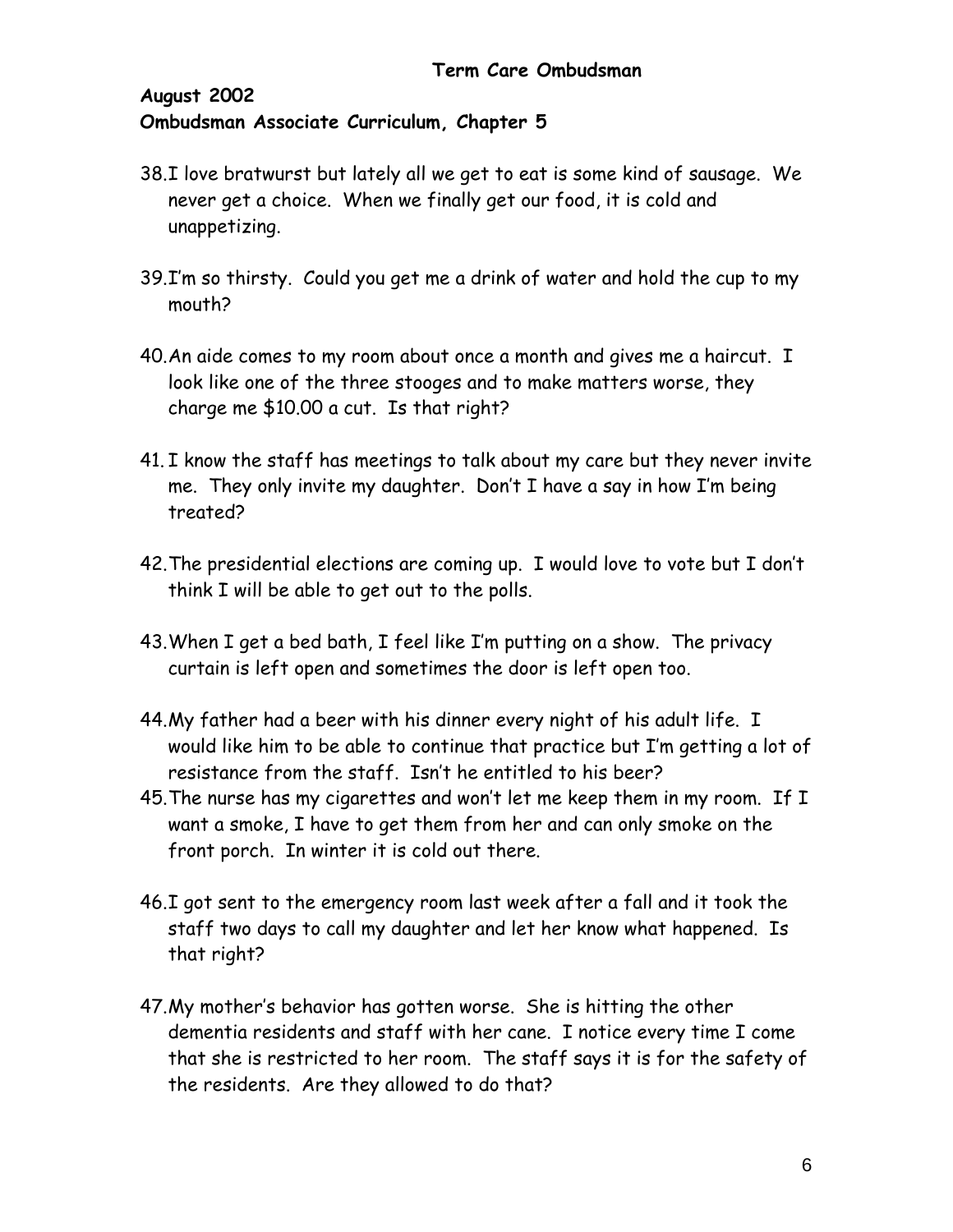38. I love bratwurst but lately all we get to eat is some kind of sausage. We never get a choice. When we finally get our food, it is cold and unappetizing.

39. I'm so thirsty. Could you get me a drink of water and hold the cup to my mouth?

40. An aide comes to my room about once a month and gives me a haircut. I look like one of the three stooges and to make matters worse, they charge me $10.00 a cut. Is that right?

41. I know the staff has meetings to talk about my care but they never invite me. They only invite my daughter. Don't I have a say in how I'm being treated?

42. The presidential elections are coming up. I would love to vote but I don't think I will be able to get out to the polls.

43. When I get a bed bath, I feel like I'm putting on a show. The privacy curtain is left open and sometimes the door is left open too.

44. My father had a beer with his dinner every night of his adult life. I would like him to be able to continue that practice but I'm getting a lot of resistance from the staff. Isn't he entitled to his beer?

45. The nurse has my cigarettes and won't let me keep them in my room. If I want a smoke, I have to get them from her and can only smoke on the front porch. In winter it is cold out there.

46. I got sent to the emergency room last week after a fall and it took the staff two days to call my daughter and let her know what happened. Is that right?

47. My mother's behavior has gotten worse. She is hitting the other dementia residents and staff with her cane. I notice every time I come that she is restricted to her room. The staff says it is for the safety of the residents. Are they allowed to do that?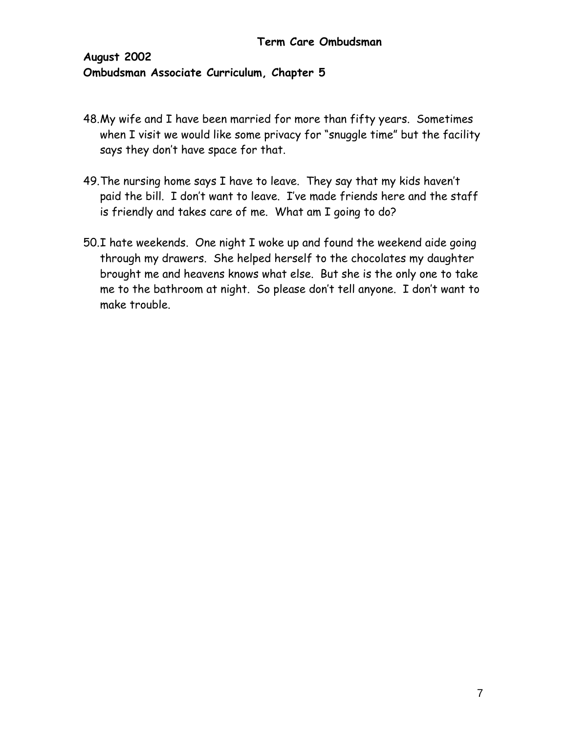48. My wife and I have been married for more than fifty years. Sometimes when I visit we would like some privacy for "snuggle time" but the facility says they don't have space for that.

49. The nursing home says I have to leave. They say that my kids haven't paid the bill. I don't want to leave. I've made friends here and the staff is friendly and takes care of me. What am I going to do?

50. I hate weekends. One night I woke up and found the weekend aide going through my drawers. She helped herself to the chocolates my daughter brought me and heavens knows what else. But she is the only one to take me to the bathroom at night. So please don't tell anyone. I don't want to make trouble.